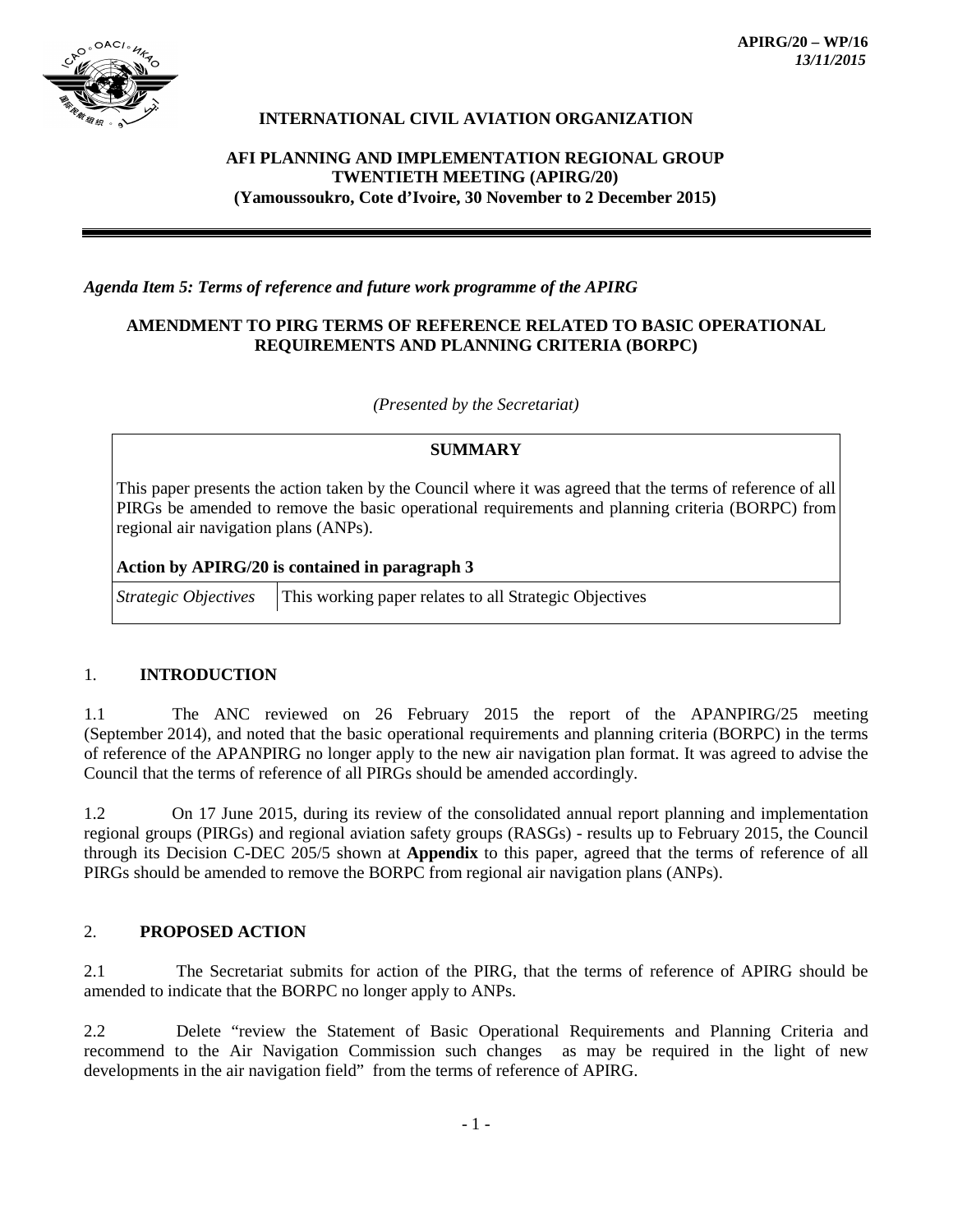APIRG/20 – WP/16
*13/11/2015*

**INTERNATIONAL CIVIL AVIATION ORGANIZATION**

**AFI PLANNING AND IMPLEMENTATION REGIONAL GROUP**
**TWENTIETH MEETING (APIRG/20)**
**(Yamoussoukro, Cote d'Ivoire, 30 November to 2 December 2015)**

---

*Agenda Item 5: Terms of reference and future work programme of the APIRG*

**AMENDMENT TO PIRG TERMS OF REFERENCE RELATED TO BASIC OPERATIONAL REQUIREMENTS AND PLANNING CRITERIA (BORPC)**

*(Presented by the Secretariat)*

| **SUMMARY** | |
|---|---|
| This paper presents the action taken by the Council where it was agreed that the terms of reference of all PIRGs be amended to remove the basic operational requirements and planning criteria (BORPC) from regional air navigation plans (ANPs). **Action by APIRG/20 is contained in paragraph 3** | |
| *Strategic Objectives* | This working paper relates to all Strategic Objectives |

## 1. INTRODUCTION

1.1 The ANC reviewed on 26 February 2015 the report of the APANPIRG/25 meeting (September 2014), and noted that the basic operational requirements and planning criteria (BORPC) in the terms of reference of the APANPIRG no longer apply to the new air navigation plan format. It was agreed to advise the Council that the terms of reference of all PIRGs should be amended accordingly.

1.2 On 17 June 2015, during its review of the consolidated annual report planning and implementation regional groups (PIRGs) and regional aviation safety groups (RASGs) - results up to February 2015, the Council through its Decision C-DEC 205/5 shown at **Appendix** to this paper, agreed that the terms of reference of all PIRGs should be amended to remove the BORPC from regional air navigation plans (ANPs).

## 2. PROPOSED ACTION

2.1 The Secretariat submits for action of the PIRG, that the terms of reference of APIRG should be amended to indicate that the BORPC no longer apply to ANPs.

2.2 Delete "review the Statement of Basic Operational Requirements and Planning Criteria and recommend to the Air Navigation Commission such changes as may be required in the light of new developments in the air navigation field" from the terms of reference of APIRG.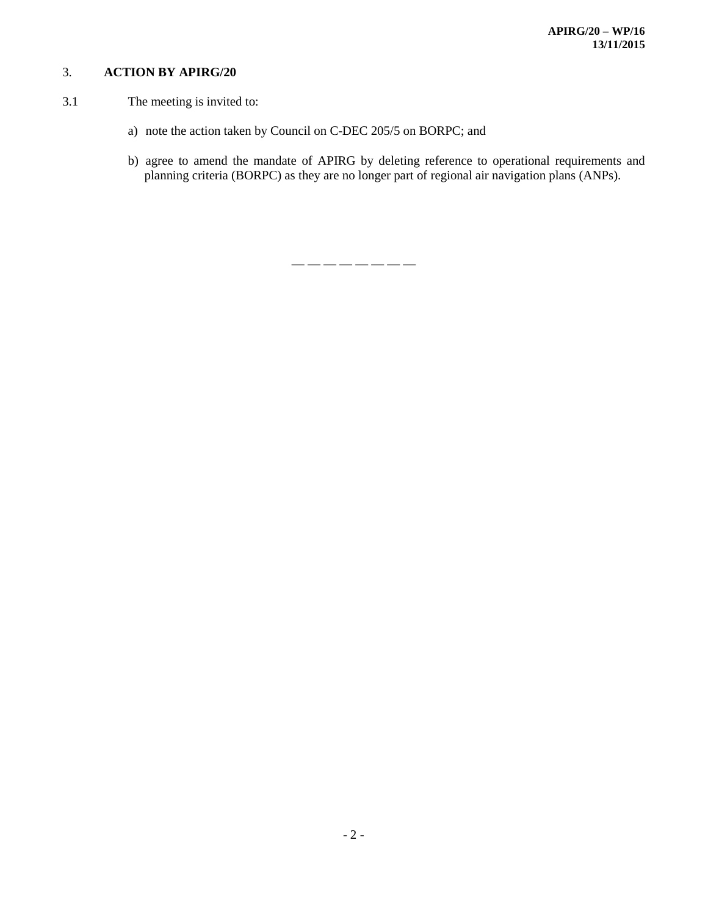## 3. ACTION BY APIRG/20

3.1 The meeting is invited to:

a) note the action taken by Council on C-DEC 205/5 on BORPC; and

b) agree to amend the mandate of APIRG by deleting reference to operational requirements and planning criteria (BORPC) as they are no longer part of regional air navigation plans (ANPs).

— — — — — — — —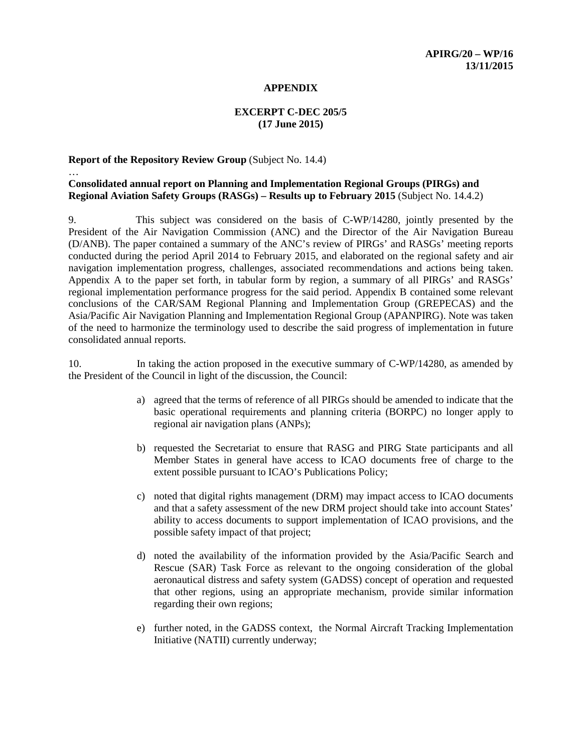**APIRG/20 – WP/16**
**13/11/2015**

**APPENDIX**

**EXCERPT C-DEC 205/5**
**(17 June 2015)**

**Report of the Repository Review Group** (Subject No. 14.4)

…

**Consolidated annual report on Planning and Implementation Regional Groups (PIRGs) and Regional Aviation Safety Groups (RASGs) – Results up to February 2015** (Subject No. 14.4.2)

9. This subject was considered on the basis of C-WP/14280, jointly presented by the President of the Air Navigation Commission (ANC) and the Director of the Air Navigation Bureau (D/ANB). The paper contained a summary of the ANC's review of PIRGs' and RASGs' meeting reports conducted during the period April 2014 to February 2015, and elaborated on the regional safety and air navigation implementation progress, challenges, associated recommendations and actions being taken. Appendix A to the paper set forth, in tabular form by region, a summary of all PIRGs' and RASGs' regional implementation performance progress for the said period. Appendix B contained some relevant conclusions of the CAR/SAM Regional Planning and Implementation Group (GREPECAS) and the Asia/Pacific Air Navigation Planning and Implementation Regional Group (APANPIRG). Note was taken of the need to harmonize the terminology used to describe the said progress of implementation in future consolidated annual reports.

10. In taking the action proposed in the executive summary of C-WP/14280, as amended by the President of the Council in light of the discussion, the Council:

a) agreed that the terms of reference of all PIRGs should be amended to indicate that the basic operational requirements and planning criteria (BORPC) no longer apply to regional air navigation plans (ANPs);

b) requested the Secretariat to ensure that RASG and PIRG State participants and all Member States in general have access to ICAO documents free of charge to the extent possible pursuant to ICAO's Publications Policy;

c) noted that digital rights management (DRM) may impact access to ICAO documents and that a safety assessment of the new DRM project should take into account States' ability to access documents to support implementation of ICAO provisions, and the possible safety impact of that project;

d) noted the availability of the information provided by the Asia/Pacific Search and Rescue (SAR) Task Force as relevant to the ongoing consideration of the global aeronautical distress and safety system (GADSS) concept of operation and requested that other regions, using an appropriate mechanism, provide similar information regarding their own regions;

e) further noted, in the GADSS context, the Normal Aircraft Tracking Implementation Initiative (NATII) currently underway;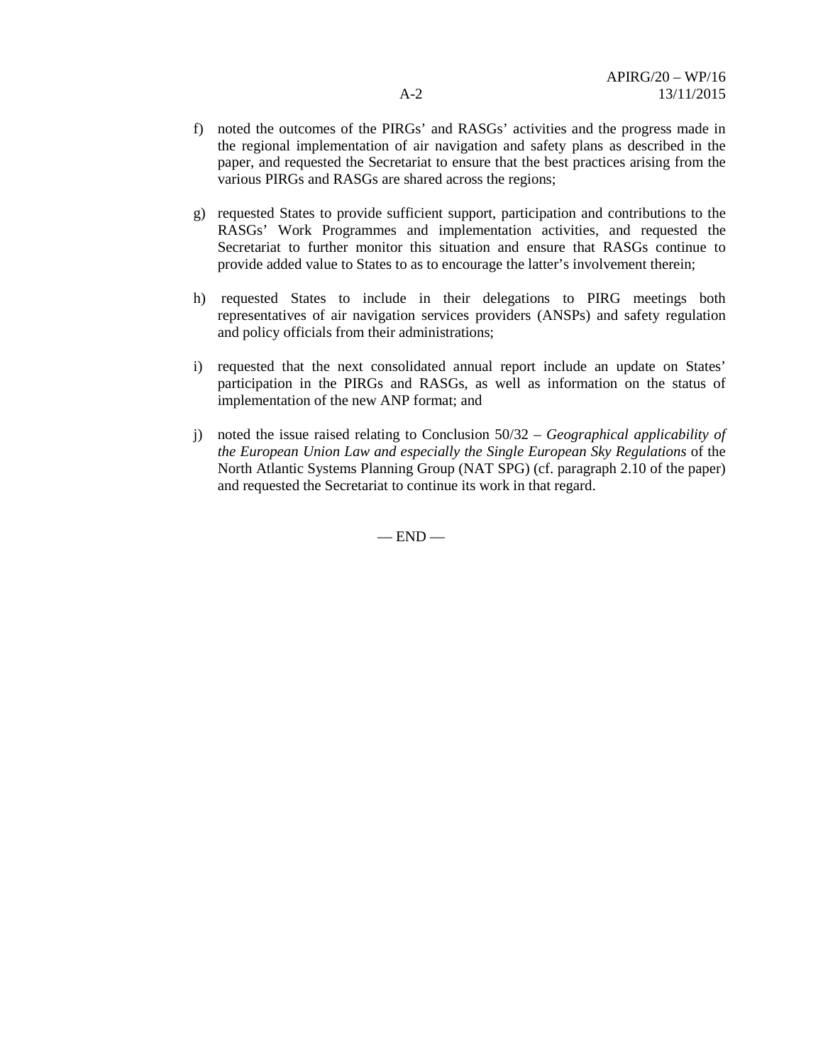f) noted the outcomes of the PIRGs' and RASGs' activities and the progress made in the regional implementation of air navigation and safety plans as described in the paper, and requested the Secretariat to ensure that the best practices arising from the various PIRGs and RASGs are shared across the regions;

g) requested States to provide sufficient support, participation and contributions to the RASGs' Work Programmes and implementation activities, and requested the Secretariat to further monitor this situation and ensure that RASGs continue to provide added value to States to as to encourage the latter's involvement therein;

h) requested States to include in their delegations to PIRG meetings both representatives of air navigation services providers (ANSPs) and safety regulation and policy officials from their administrations;

i) requested that the next consolidated annual report include an update on States' participation in the PIRGs and RASGs, as well as information on the status of implementation of the new ANP format; and

j) noted the issue raised relating to Conclusion 50/32 – *Geographical applicability of the European Union Law and especially the Single European Sky Regulations* of the North Atlantic Systems Planning Group (NAT SPG) (cf. paragraph 2.10 of the paper) and requested the Secretariat to continue its work in that regard.

— END —